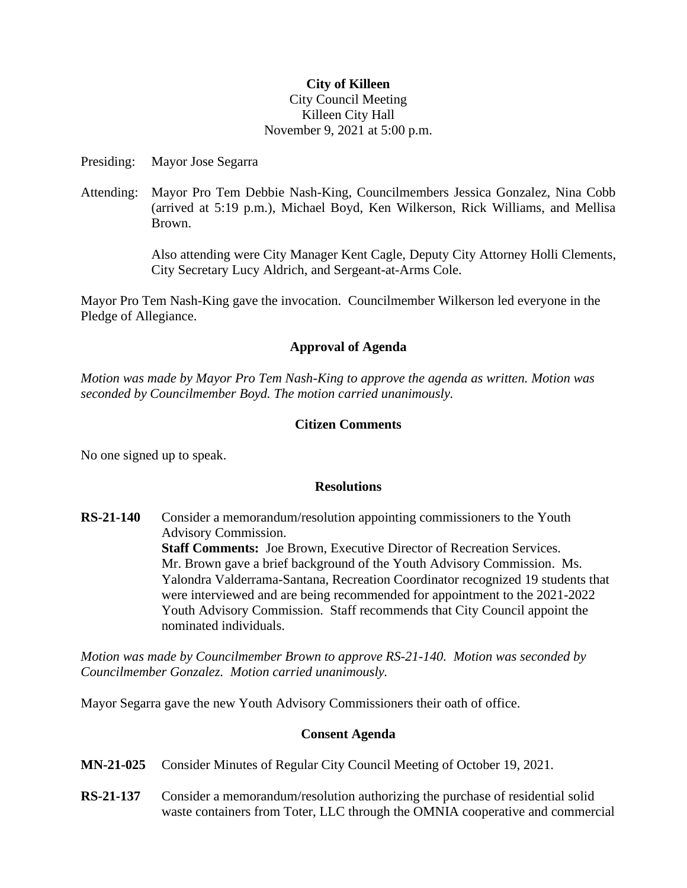**City of Killeen**
City Council Meeting
Killeen City Hall
November 9, 2021 at 5:00 p.m.

Presiding: Mayor Jose Segarra

Attending: Mayor Pro Tem Debbie Nash-King, Councilmembers Jessica Gonzalez, Nina Cobb (arrived at 5:19 p.m.), Michael Boyd, Ken Wilkerson, Rick Williams, and Mellisa Brown.

Also attending were City Manager Kent Cagle, Deputy City Attorney Holli Clements, City Secretary Lucy Aldrich, and Sergeant-at-Arms Cole.

Mayor Pro Tem Nash-King gave the invocation. Councilmember Wilkerson led everyone in the Pledge of Allegiance.

## Approval of Agenda

*Motion was made by Mayor Pro Tem Nash-King to approve the agenda as written. Motion was seconded by Councilmember Boyd. The motion carried unanimously.*

## Citizen Comments

No one signed up to speak.

## Resolutions

**RS-21-140** Consider a memorandum/resolution appointing commissioners to the Youth Advisory Commission.
**Staff Comments:** Joe Brown, Executive Director of Recreation Services. Mr. Brown gave a brief background of the Youth Advisory Commission. Ms. Yalondra Valderrama-Santana, Recreation Coordinator recognized 19 students that were interviewed and are being recommended for appointment to the 2021-2022 Youth Advisory Commission. Staff recommends that City Council appoint the nominated individuals.

*Motion was made by Councilmember Brown to approve RS-21-140. Motion was seconded by Councilmember Gonzalez. Motion carried unanimously.*

Mayor Segarra gave the new Youth Advisory Commissioners their oath of office.

## Consent Agenda

**MN-21-025** Consider Minutes of Regular City Council Meeting of October 19, 2021.

**RS-21-137** Consider a memorandum/resolution authorizing the purchase of residential solid waste containers from Toter, LLC through the OMNIA cooperative and commercial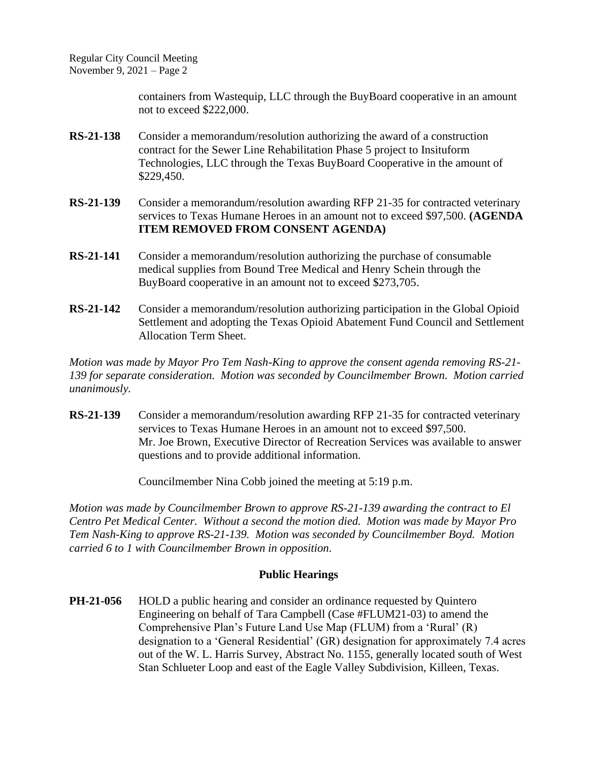containers from Wastequip, LLC through the BuyBoard cooperative in an amount not to exceed $222,000.

**RS-21-138** Consider a memorandum/resolution authorizing the award of a construction contract for the Sewer Line Rehabilitation Phase 5 project to Insituform Technologies, LLC through the Texas BuyBoard Cooperative in the amount of $229,450.

**RS-21-139** Consider a memorandum/resolution awarding RFP 21-35 for contracted veterinary services to Texas Humane Heroes in an amount not to exceed $97,500. **(AGENDA ITEM REMOVED FROM CONSENT AGENDA)**

**RS-21-141** Consider a memorandum/resolution authorizing the purchase of consumable medical supplies from Bound Tree Medical and Henry Schein through the BuyBoard cooperative in an amount not to exceed $273,705.

**RS-21-142** Consider a memorandum/resolution authorizing participation in the Global Opioid Settlement and adopting the Texas Opioid Abatement Fund Council and Settlement Allocation Term Sheet.

*Motion was made by Mayor Pro Tem Nash-King to approve the consent agenda removing RS-21-139 for separate consideration. Motion was seconded by Councilmember Brown. Motion carried unanimously.*

**RS-21-139** Consider a memorandum/resolution awarding RFP 21-35 for contracted veterinary services to Texas Humane Heroes in an amount not to exceed $97,500. Mr. Joe Brown, Executive Director of Recreation Services was available to answer questions and to provide additional information.

Councilmember Nina Cobb joined the meeting at 5:19 p.m.

*Motion was made by Councilmember Brown to approve RS-21-139 awarding the contract to El Centro Pet Medical Center. Without a second the motion died. Motion was made by Mayor Pro Tem Nash-King to approve RS-21-139. Motion was seconded by Councilmember Boyd. Motion carried 6 to 1 with Councilmember Brown in opposition.*

## Public Hearings

**PH-21-056** HOLD a public hearing and consider an ordinance requested by Quintero Engineering on behalf of Tara Campbell (Case #FLUM21-03) to amend the Comprehensive Plan's Future Land Use Map (FLUM) from a 'Rural' (R) designation to a 'General Residential' (GR) designation for approximately 7.4 acres out of the W. L. Harris Survey, Abstract No. 1155, generally located south of West Stan Schlueter Loop and east of the Eagle Valley Subdivision, Killeen, Texas.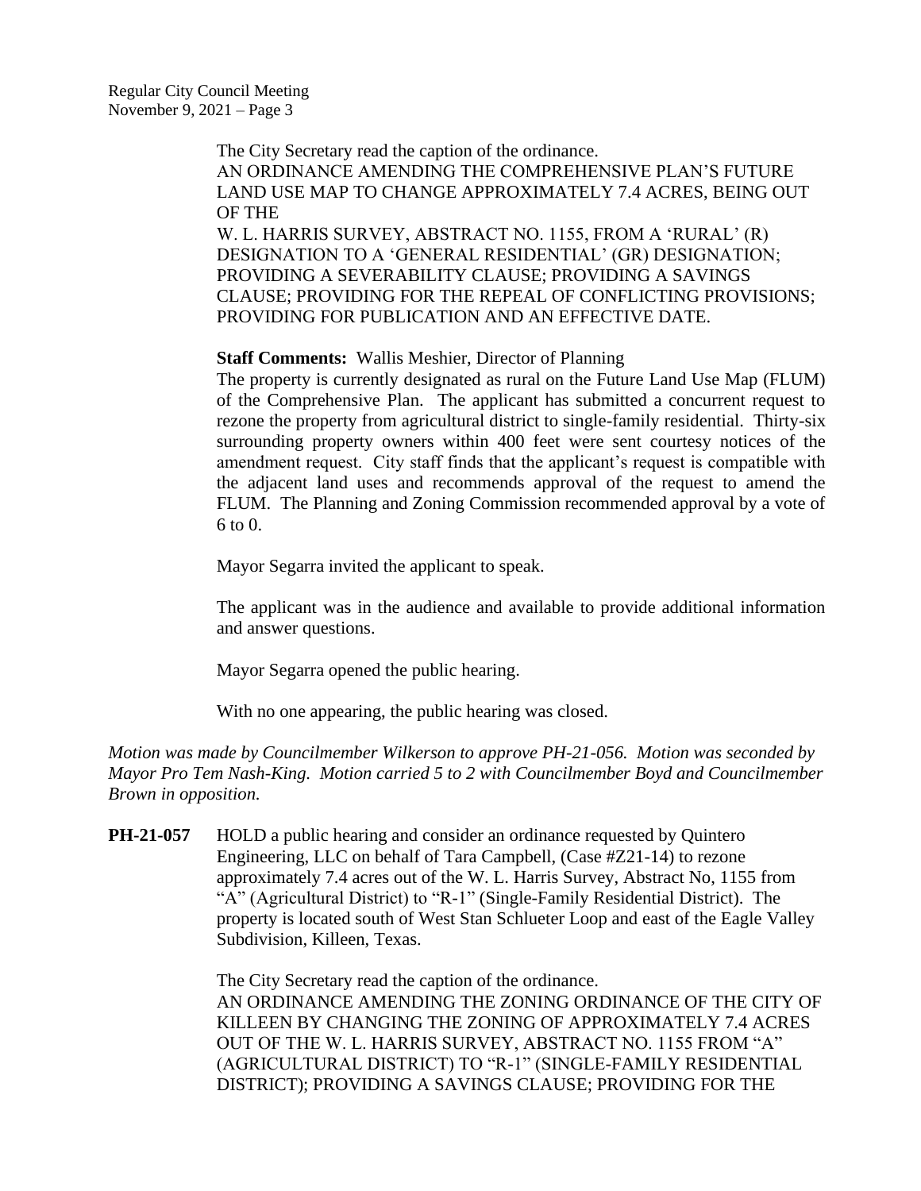The City Secretary read the caption of the ordinance.
AN ORDINANCE AMENDING THE COMPREHENSIVE PLAN'S FUTURE LAND USE MAP TO CHANGE APPROXIMATELY 7.4 ACRES, BEING OUT OF THE
W. L. HARRIS SURVEY, ABSTRACT NO. 1155, FROM A 'RURAL' (R) DESIGNATION TO A 'GENERAL RESIDENTIAL' (GR) DESIGNATION; PROVIDING A SEVERABILITY CLAUSE; PROVIDING A SAVINGS CLAUSE; PROVIDING FOR THE REPEAL OF CONFLICTING PROVISIONS; PROVIDING FOR PUBLICATION AND AN EFFECTIVE DATE.

**Staff Comments:** Wallis Meshier, Director of Planning
The property is currently designated as rural on the Future Land Use Map (FLUM) of the Comprehensive Plan. The applicant has submitted a concurrent request to rezone the property from agricultural district to single-family residential. Thirty-six surrounding property owners within 400 feet were sent courtesy notices of the amendment request. City staff finds that the applicant's request is compatible with the adjacent land uses and recommends approval of the request to amend the FLUM. The Planning and Zoning Commission recommended approval by a vote of 6 to 0.

Mayor Segarra invited the applicant to speak.

The applicant was in the audience and available to provide additional information and answer questions.

Mayor Segarra opened the public hearing.

With no one appearing, the public hearing was closed.

*Motion was made by Councilmember Wilkerson to approve PH-21-056. Motion was seconded by Mayor Pro Tem Nash-King. Motion carried 5 to 2 with Councilmember Boyd and Councilmember Brown in opposition.*

**PH-21-057** HOLD a public hearing and consider an ordinance requested by Quintero Engineering, LLC on behalf of Tara Campbell, (Case #Z21-14) to rezone approximately 7.4 acres out of the W. L. Harris Survey, Abstract No, 1155 from "A" (Agricultural District) to "R-1" (Single-Family Residential District). The property is located south of West Stan Schlueter Loop and east of the Eagle Valley Subdivision, Killeen, Texas.

The City Secretary read the caption of the ordinance.
AN ORDINANCE AMENDING THE ZONING ORDINANCE OF THE CITY OF KILLEEN BY CHANGING THE ZONING OF APPROXIMATELY 7.4 ACRES OUT OF THE W. L. HARRIS SURVEY, ABSTRACT NO. 1155 FROM "A" (AGRICULTURAL DISTRICT) TO "R-1" (SINGLE-FAMILY RESIDENTIAL DISTRICT); PROVIDING A SAVINGS CLAUSE; PROVIDING FOR THE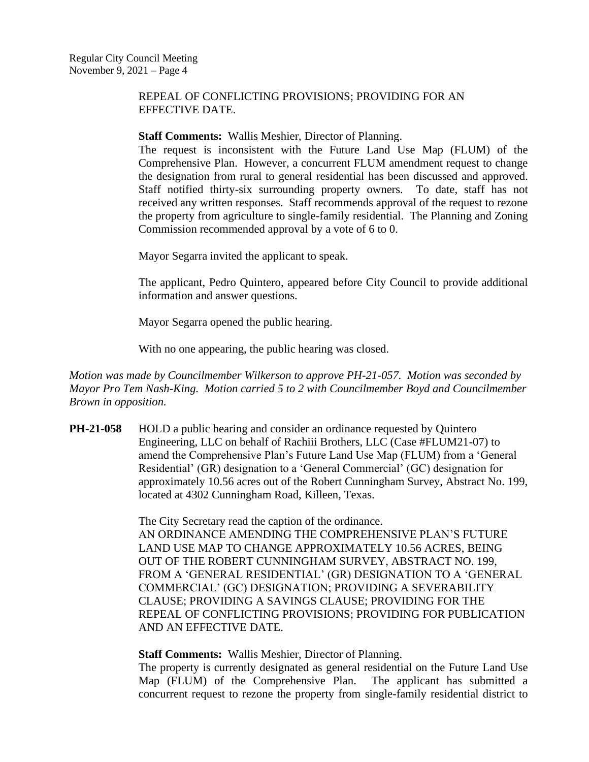REPEAL OF CONFLICTING PROVISIONS; PROVIDING FOR AN EFFECTIVE DATE.

**Staff Comments:** Wallis Meshier, Director of Planning.
The request is inconsistent with the Future Land Use Map (FLUM) of the Comprehensive Plan. However, a concurrent FLUM amendment request to change the designation from rural to general residential has been discussed and approved. Staff notified thirty-six surrounding property owners. To date, staff has not received any written responses. Staff recommends approval of the request to rezone the property from agriculture to single-family residential. The Planning and Zoning Commission recommended approval by a vote of 6 to 0.

Mayor Segarra invited the applicant to speak.

The applicant, Pedro Quintero, appeared before City Council to provide additional information and answer questions.

Mayor Segarra opened the public hearing.

With no one appearing, the public hearing was closed.

*Motion was made by Councilmember Wilkerson to approve PH-21-057. Motion was seconded by Mayor Pro Tem Nash-King. Motion carried 5 to 2 with Councilmember Boyd and Councilmember Brown in opposition.*

**PH-21-058** HOLD a public hearing and consider an ordinance requested by Quintero Engineering, LLC on behalf of Rachiii Brothers, LLC (Case #FLUM21-07) to amend the Comprehensive Plan's Future Land Use Map (FLUM) from a 'General Residential' (GR) designation to a 'General Commercial' (GC) designation for approximately 10.56 acres out of the Robert Cunningham Survey, Abstract No. 199, located at 4302 Cunningham Road, Killeen, Texas.

The City Secretary read the caption of the ordinance.
AN ORDINANCE AMENDING THE COMPREHENSIVE PLAN'S FUTURE LAND USE MAP TO CHANGE APPROXIMATELY 10.56 ACRES, BEING OUT OF THE ROBERT CUNNINGHAM SURVEY, ABSTRACT NO. 199, FROM A 'GENERAL RESIDENTIAL' (GR) DESIGNATION TO A 'GENERAL COMMERCIAL' (GC) DESIGNATION; PROVIDING A SEVERABILITY CLAUSE; PROVIDING A SAVINGS CLAUSE; PROVIDING FOR THE REPEAL OF CONFLICTING PROVISIONS; PROVIDING FOR PUBLICATION AND AN EFFECTIVE DATE.

**Staff Comments:** Wallis Meshier, Director of Planning.
The property is currently designated as general residential on the Future Land Use Map (FLUM) of the Comprehensive Plan. The applicant has submitted a concurrent request to rezone the property from single-family residential district to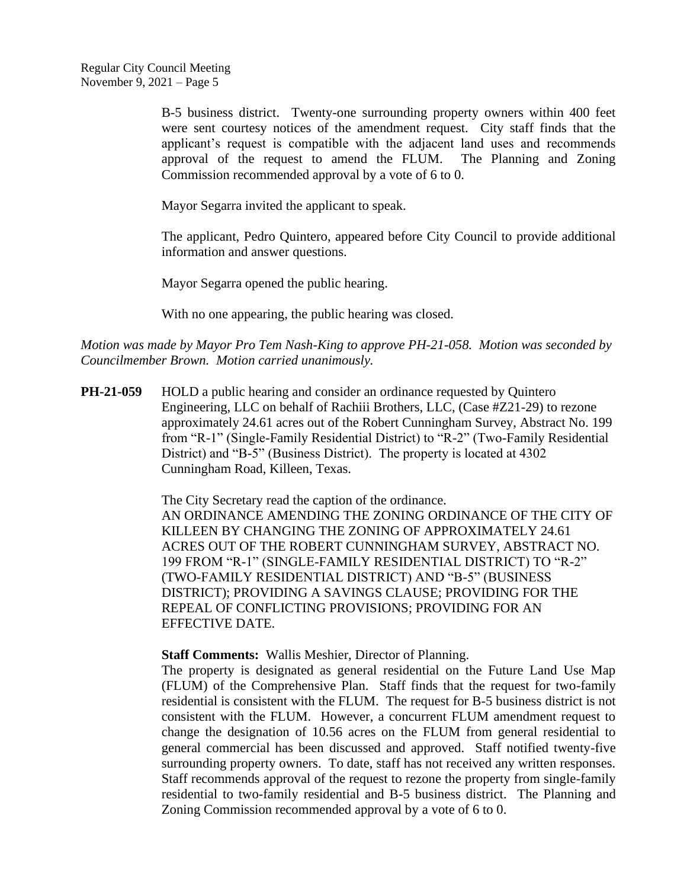B-5 business district. Twenty-one surrounding property owners within 400 feet were sent courtesy notices of the amendment request. City staff finds that the applicant's request is compatible with the adjacent land uses and recommends approval of the request to amend the FLUM. The Planning and Zoning Commission recommended approval by a vote of 6 to 0.

Mayor Segarra invited the applicant to speak.

The applicant, Pedro Quintero, appeared before City Council to provide additional information and answer questions.

Mayor Segarra opened the public hearing.

With no one appearing, the public hearing was closed.

*Motion was made by Mayor Pro Tem Nash-King to approve PH-21-058. Motion was seconded by Councilmember Brown. Motion carried unanimously.*

**PH-21-059** HOLD a public hearing and consider an ordinance requested by Quintero Engineering, LLC on behalf of Rachiii Brothers, LLC, (Case #Z21-29) to rezone approximately 24.61 acres out of the Robert Cunningham Survey, Abstract No. 199 from "R-1" (Single-Family Residential District) to "R-2" (Two-Family Residential District) and "B-5" (Business District). The property is located at 4302 Cunningham Road, Killeen, Texas.

The City Secretary read the caption of the ordinance.
AN ORDINANCE AMENDING THE ZONING ORDINANCE OF THE CITY OF KILLEEN BY CHANGING THE ZONING OF APPROXIMATELY 24.61 ACRES OUT OF THE ROBERT CUNNINGHAM SURVEY, ABSTRACT NO. 199 FROM "R-1" (SINGLE-FAMILY RESIDENTIAL DISTRICT) TO "R-2" (TWO-FAMILY RESIDENTIAL DISTRICT) AND "B-5" (BUSINESS DISTRICT); PROVIDING A SAVINGS CLAUSE; PROVIDING FOR THE REPEAL OF CONFLICTING PROVISIONS; PROVIDING FOR AN EFFECTIVE DATE.

**Staff Comments:** Wallis Meshier, Director of Planning.
The property is designated as general residential on the Future Land Use Map (FLUM) of the Comprehensive Plan. Staff finds that the request for two-family residential is consistent with the FLUM. The request for B-5 business district is not consistent with the FLUM. However, a concurrent FLUM amendment request to change the designation of 10.56 acres on the FLUM from general residential to general commercial has been discussed and approved. Staff notified twenty-five surrounding property owners. To date, staff has not received any written responses. Staff recommends approval of the request to rezone the property from single-family residential to two-family residential and B-5 business district. The Planning and Zoning Commission recommended approval by a vote of 6 to 0.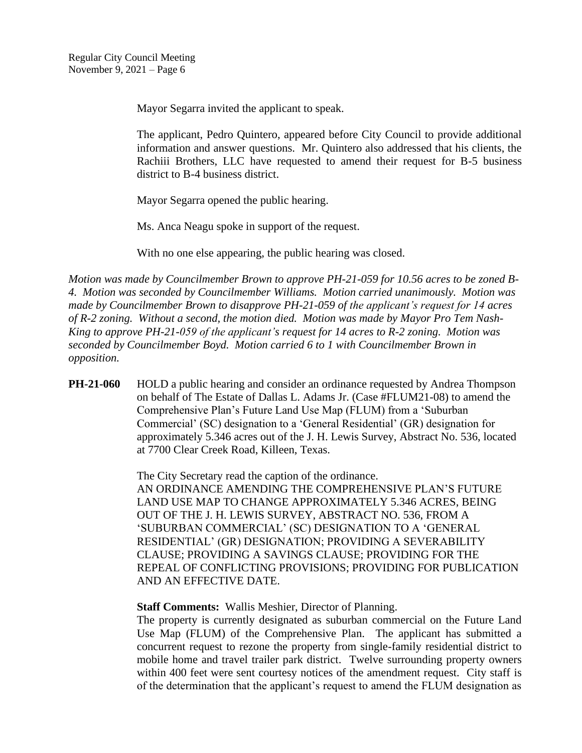Mayor Segarra invited the applicant to speak.

The applicant, Pedro Quintero, appeared before City Council to provide additional information and answer questions. Mr. Quintero also addressed that his clients, the Rachiii Brothers, LLC have requested to amend their request for B-5 business district to B-4 business district.

Mayor Segarra opened the public hearing.

Ms. Anca Neagu spoke in support of the request.

With no one else appearing, the public hearing was closed.

*Motion was made by Councilmember Brown to approve PH-21-059 for 10.56 acres to be zoned B-4. Motion was seconded by Councilmember Williams. Motion carried unanimously. Motion was made by Councilmember Brown to disapprove PH-21-059 of the applicant's request for 14 acres of R-2 zoning. Without a second, the motion died. Motion was made by Mayor Pro Tem Nash-King to approve PH-21-059 of the applicant's request for 14 acres to R-2 zoning. Motion was seconded by Councilmember Boyd. Motion carried 6 to 1 with Councilmember Brown in opposition.*

**PH-21-060** HOLD a public hearing and consider an ordinance requested by Andrea Thompson on behalf of The Estate of Dallas L. Adams Jr. (Case #FLUM21-08) to amend the Comprehensive Plan's Future Land Use Map (FLUM) from a 'Suburban Commercial' (SC) designation to a 'General Residential' (GR) designation for approximately 5.346 acres out of the J. H. Lewis Survey, Abstract No. 536, located at 7700 Clear Creek Road, Killeen, Texas.

The City Secretary read the caption of the ordinance.
AN ORDINANCE AMENDING THE COMPREHENSIVE PLAN'S FUTURE LAND USE MAP TO CHANGE APPROXIMATELY 5.346 ACRES, BEING OUT OF THE J. H. LEWIS SURVEY, ABSTRACT NO. 536, FROM A 'SUBURBAN COMMERCIAL' (SC) DESIGNATION TO A 'GENERAL RESIDENTIAL' (GR) DESIGNATION; PROVIDING A SEVERABILITY CLAUSE; PROVIDING A SAVINGS CLAUSE; PROVIDING FOR THE REPEAL OF CONFLICTING PROVISIONS; PROVIDING FOR PUBLICATION AND AN EFFECTIVE DATE.

**Staff Comments:** Wallis Meshier, Director of Planning.
The property is currently designated as suburban commercial on the Future Land Use Map (FLUM) of the Comprehensive Plan. The applicant has submitted a concurrent request to rezone the property from single-family residential district to mobile home and travel trailer park district. Twelve surrounding property owners within 400 feet were sent courtesy notices of the amendment request. City staff is of the determination that the applicant's request to amend the FLUM designation as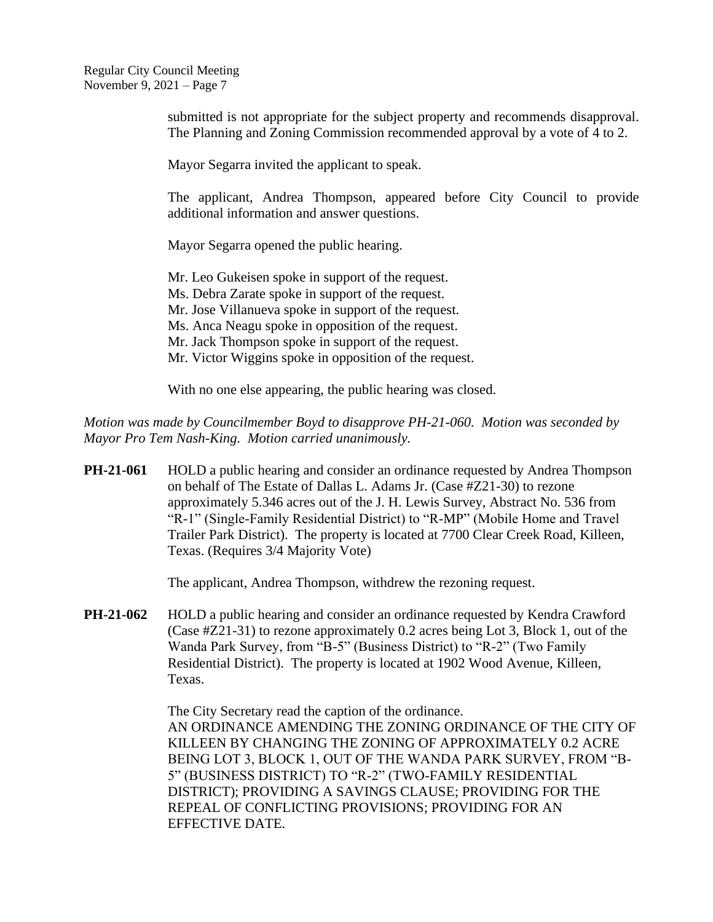submitted is not appropriate for the subject property and recommends disapproval. The Planning and Zoning Commission recommended approval by a vote of 4 to 2.

Mayor Segarra invited the applicant to speak.

The applicant, Andrea Thompson, appeared before City Council to provide additional information and answer questions.

Mayor Segarra opened the public hearing.

Mr. Leo Gukeisen spoke in support of the request.
Ms. Debra Zarate spoke in support of the request.
Mr. Jose Villanueva spoke in support of the request.
Ms. Anca Neagu spoke in opposition of the request.
Mr. Jack Thompson spoke in support of the request.
Mr. Victor Wiggins spoke in opposition of the request.

With no one else appearing, the public hearing was closed.

*Motion was made by Councilmember Boyd to disapprove PH-21-060. Motion was seconded by Mayor Pro Tem Nash-King. Motion carried unanimously.*

**PH-21-061** HOLD a public hearing and consider an ordinance requested by Andrea Thompson on behalf of The Estate of Dallas L. Adams Jr. (Case #Z21-30) to rezone approximately 5.346 acres out of the J. H. Lewis Survey, Abstract No. 536 from "R-1" (Single-Family Residential District) to "R-MP" (Mobile Home and Travel Trailer Park District). The property is located at 7700 Clear Creek Road, Killeen, Texas. (Requires 3/4 Majority Vote)

The applicant, Andrea Thompson, withdrew the rezoning request.

**PH-21-062** HOLD a public hearing and consider an ordinance requested by Kendra Crawford (Case #Z21-31) to rezone approximately 0.2 acres being Lot 3, Block 1, out of the Wanda Park Survey, from "B-5" (Business District) to "R-2" (Two Family Residential District). The property is located at 1902 Wood Avenue, Killeen, Texas.

The City Secretary read the caption of the ordinance.
AN ORDINANCE AMENDING THE ZONING ORDINANCE OF THE CITY OF KILLEEN BY CHANGING THE ZONING OF APPROXIMATELY 0.2 ACRE BEING LOT 3, BLOCK 1, OUT OF THE WANDA PARK SURVEY, FROM "B-5" (BUSINESS DISTRICT) TO "R-2" (TWO-FAMILY RESIDENTIAL DISTRICT); PROVIDING A SAVINGS CLAUSE; PROVIDING FOR THE REPEAL OF CONFLICTING PROVISIONS; PROVIDING FOR AN EFFECTIVE DATE.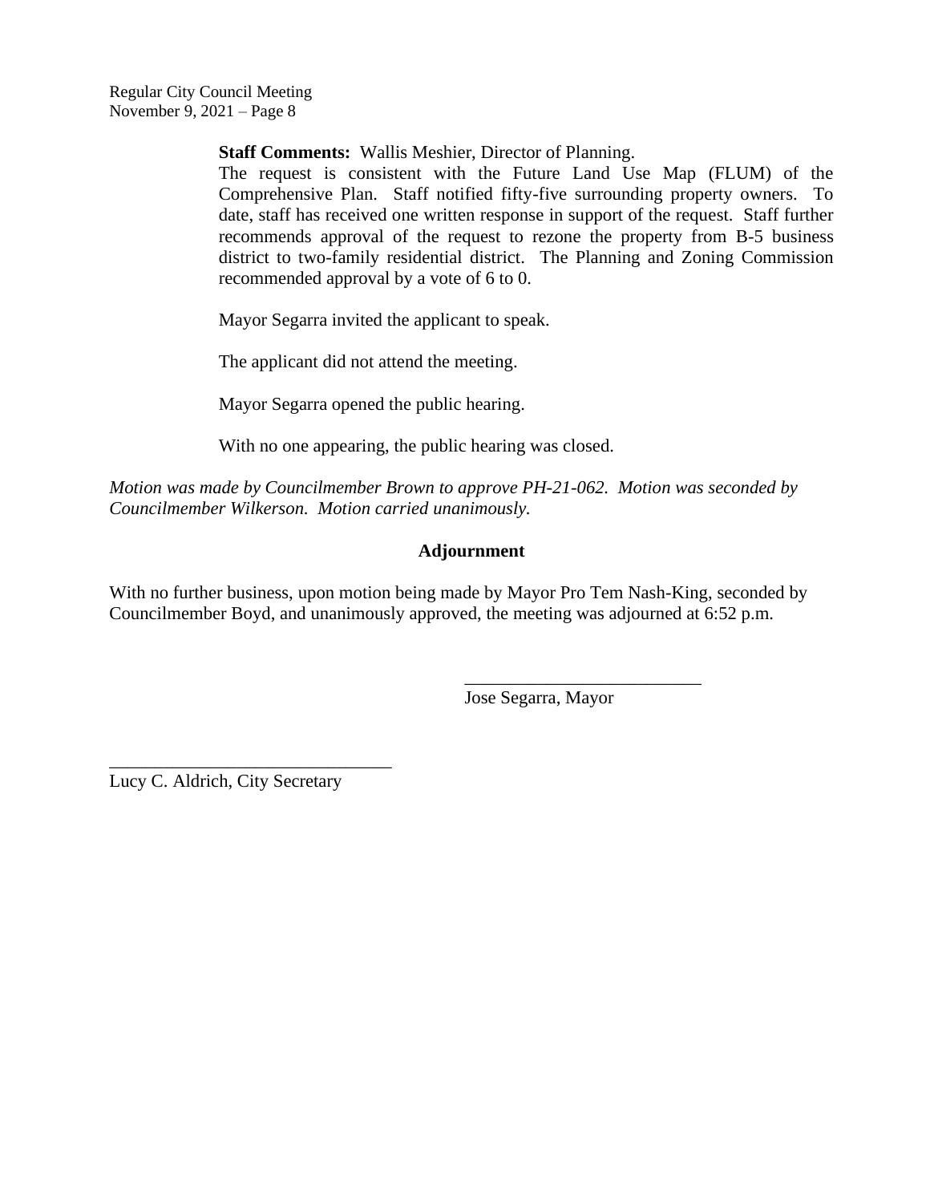**Staff Comments:** Wallis Meshier, Director of Planning.
The request is consistent with the Future Land Use Map (FLUM) of the Comprehensive Plan. Staff notified fifty-five surrounding property owners. To date, staff has received one written response in support of the request. Staff further recommends approval of the request to rezone the property from B-5 business district to two-family residential district. The Planning and Zoning Commission recommended approval by a vote of 6 to 0.

Mayor Segarra invited the applicant to speak.

The applicant did not attend the meeting.

Mayor Segarra opened the public hearing.

With no one appearing, the public hearing was closed.

*Motion was made by Councilmember Brown to approve PH-21-062. Motion was seconded by Councilmember Wilkerson. Motion carried unanimously.*

## Adjournment

With no further business, upon motion being made by Mayor Pro Tem Nash-King, seconded by Councilmember Boyd, and unanimously approved, the meeting was adjourned at 6:52 p.m.

___________________________
Jose Segarra, Mayor

________________________________
Lucy C. Aldrich, City Secretary